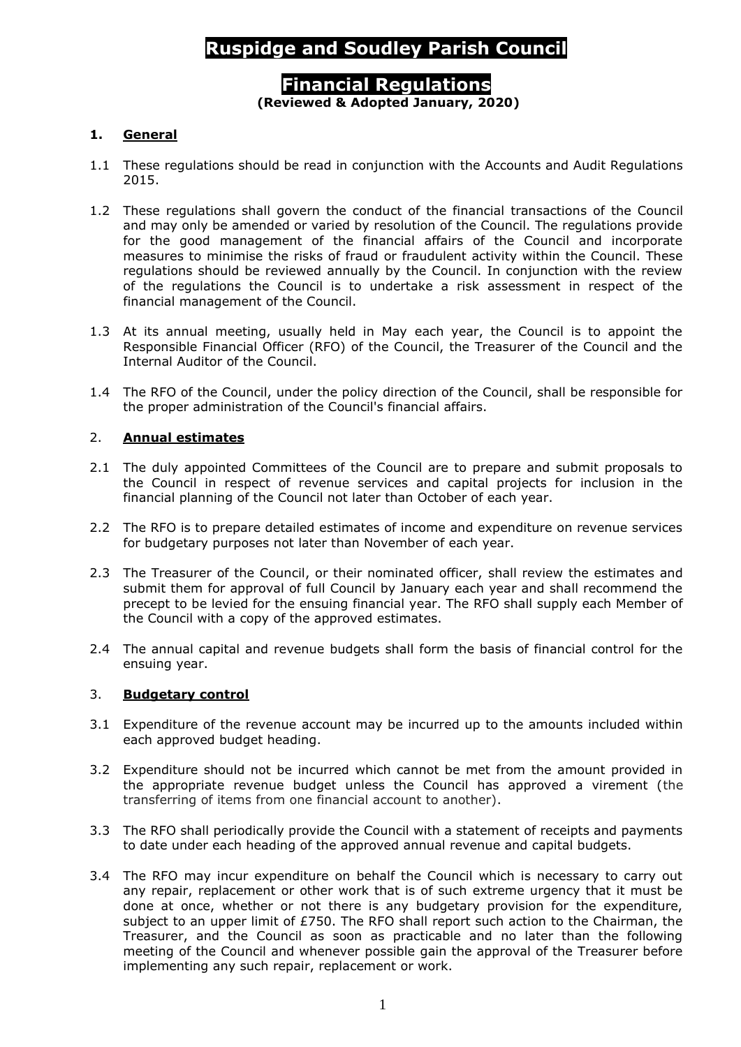# Ruspidge and Soudley Parish Council

## Financial Regulations

**(Reviewed & Adopted January, 2020)**

### 1. General

1.1 These regulations should be read in conjunction with the Accounts and Audit Regulations 2015.

1.2 These regulations shall govern the conduct of the financial transactions of the Council and may only be amended or varied by resolution of the Council. The regulations provide for the good management of the financial affairs of the Council and incorporate measures to minimise the risks of fraud or fraudulent activity within the Council. These regulations should be reviewed annually by the Council. In conjunction with the review of the regulations the Council is to undertake a risk assessment in respect of the financial management of the Council.

1.3 At its annual meeting, usually held in May each year, the Council is to appoint the Responsible Financial Officer (RFO) of the Council, the Treasurer of the Council and the Internal Auditor of the Council.

1.4 The RFO of the Council, under the policy direction of the Council, shall be responsible for the proper administration of the Council's financial affairs.

### 2. Annual estimates

2.1 The duly appointed Committees of the Council are to prepare and submit proposals to the Council in respect of revenue services and capital projects for inclusion in the financial planning of the Council not later than October of each year.

2.2 The RFO is to prepare detailed estimates of income and expenditure on revenue services for budgetary purposes not later than November of each year.

2.3 The Treasurer of the Council, or their nominated officer, shall review the estimates and submit them for approval of full Council by January each year and shall recommend the precept to be levied for the ensuing financial year. The RFO shall supply each Member of the Council with a copy of the approved estimates.

2.4 The annual capital and revenue budgets shall form the basis of financial control for the ensuing year.

### 3. Budgetary control

3.1 Expenditure of the revenue account may be incurred up to the amounts included within each approved budget heading.

3.2 Expenditure should not be incurred which cannot be met from the amount provided in the appropriate revenue budget unless the Council has approved a virement (the transferring of items from one financial account to another).

3.3 The RFO shall periodically provide the Council with a statement of receipts and payments to date under each heading of the approved annual revenue and capital budgets.

3.4 The RFO may incur expenditure on behalf the Council which is necessary to carry out any repair, replacement or other work that is of such extreme urgency that it must be done at once, whether or not there is any budgetary provision for the expenditure, subject to an upper limit of £750. The RFO shall report such action to the Chairman, the Treasurer, and the Council as soon as practicable and no later than the following meeting of the Council and whenever possible gain the approval of the Treasurer before implementing any such repair, replacement or work.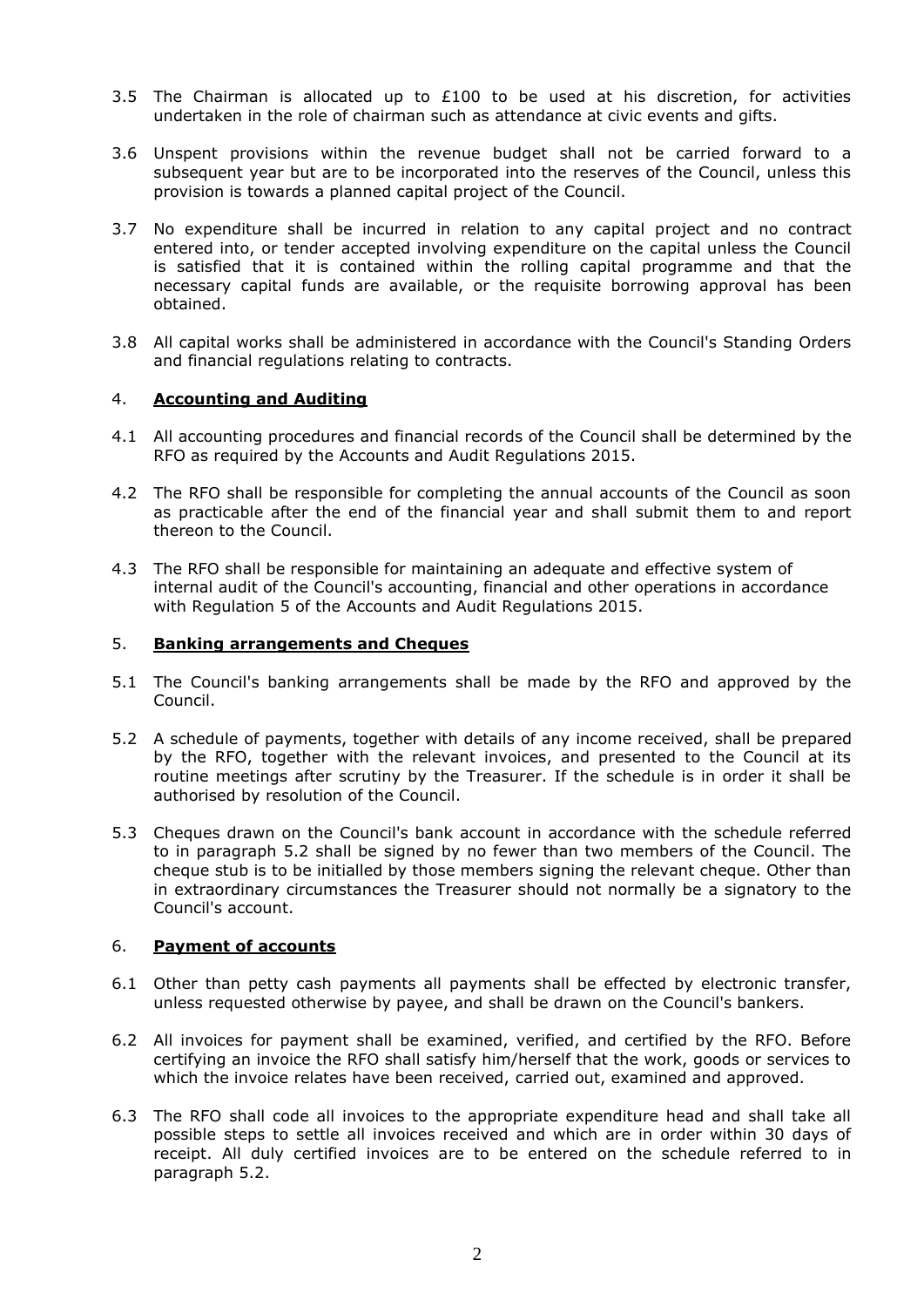3.5 The Chairman is allocated up to £100 to be used at his discretion, for activities undertaken in the role of chairman such as attendance at civic events and gifts.

3.6 Unspent provisions within the revenue budget shall not be carried forward to a subsequent year but are to be incorporated into the reserves of the Council, unless this provision is towards a planned capital project of the Council.

3.7 No expenditure shall be incurred in relation to any capital project and no contract entered into, or tender accepted involving expenditure on the capital unless the Council is satisfied that it is contained within the rolling capital programme and that the necessary capital funds are available, or the requisite borrowing approval has been obtained.

3.8 All capital works shall be administered in accordance with the Council's Standing Orders and financial regulations relating to contracts.

## 4. **Accounting and Auditing**

4.1 All accounting procedures and financial records of the Council shall be determined by the RFO as required by the Accounts and Audit Regulations 2015.

4.2 The RFO shall be responsible for completing the annual accounts of the Council as soon as practicable after the end of the financial year and shall submit them to and report thereon to the Council.

4.3 The RFO shall be responsible for maintaining an adequate and effective system of internal audit of the Council's accounting, financial and other operations in accordance with Regulation 5 of the Accounts and Audit Regulations 2015.

## 5. **Banking arrangements and Cheques**

5.1 The Council's banking arrangements shall be made by the RFO and approved by the Council.

5.2 A schedule of payments, together with details of any income received, shall be prepared by the RFO, together with the relevant invoices, and presented to the Council at its routine meetings after scrutiny by the Treasurer. If the schedule is in order it shall be authorised by resolution of the Council.

5.3 Cheques drawn on the Council's bank account in accordance with the schedule referred to in paragraph 5.2 shall be signed by no fewer than two members of the Council. The cheque stub is to be initialled by those members signing the relevant cheque. Other than in extraordinary circumstances the Treasurer should not normally be a signatory to the Council's account.

## 6. **Payment of accounts**

6.1 Other than petty cash payments all payments shall be effected by electronic transfer, unless requested otherwise by payee, and shall be drawn on the Council's bankers.

6.2 All invoices for payment shall be examined, verified, and certified by the RFO. Before certifying an invoice the RFO shall satisfy him/herself that the work, goods or services to which the invoice relates have been received, carried out, examined and approved.

6.3 The RFO shall code all invoices to the appropriate expenditure head and shall take all possible steps to settle all invoices received and which are in order within 30 days of receipt. All duly certified invoices are to be entered on the schedule referred to in paragraph 5.2.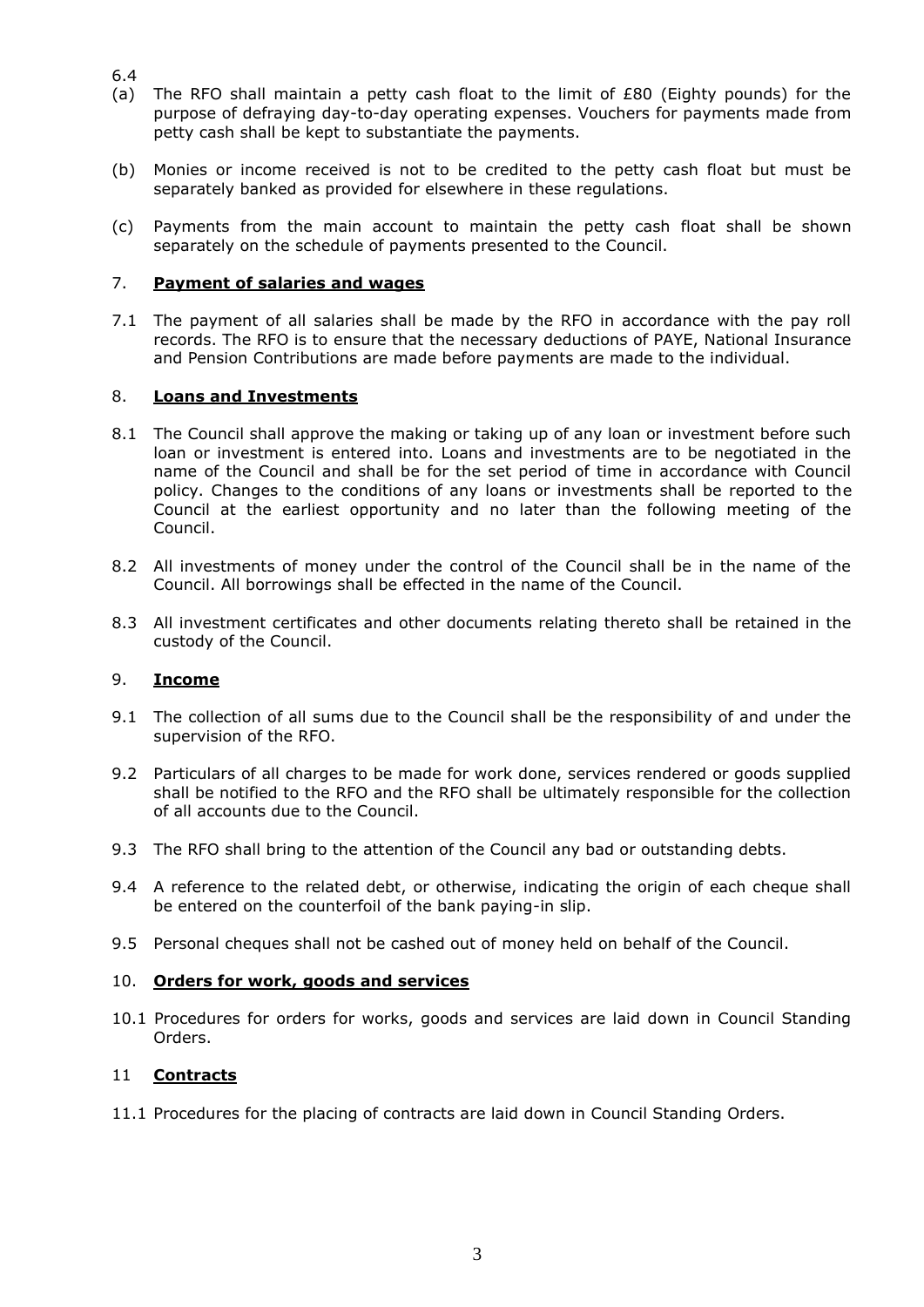6.4

(a) The RFO shall maintain a petty cash float to the limit of £80 (Eighty pounds) for the purpose of defraying day-to-day operating expenses. Vouchers for payments made from petty cash shall be kept to substantiate the payments.

(b) Monies or income received is not to be credited to the petty cash float but must be separately banked as provided for elsewhere in these regulations.

(c) Payments from the main account to maintain the petty cash float shall be shown separately on the schedule of payments presented to the Council.

## 7. **Payment of salaries and wages**

7.1 The payment of all salaries shall be made by the RFO in accordance with the pay roll records. The RFO is to ensure that the necessary deductions of PAYE, National Insurance and Pension Contributions are made before payments are made to the individual.

## 8. **Loans and Investments**

8.1 The Council shall approve the making or taking up of any loan or investment before such loan or investment is entered into. Loans and investments are to be negotiated in the name of the Council and shall be for the set period of time in accordance with Council policy. Changes to the conditions of any loans or investments shall be reported to the Council at the earliest opportunity and no later than the following meeting of the Council.

8.2 All investments of money under the control of the Council shall be in the name of the Council. All borrowings shall be effected in the name of the Council.

8.3 All investment certificates and other documents relating thereto shall be retained in the custody of the Council.

## 9. **Income**

9.1 The collection of all sums due to the Council shall be the responsibility of and under the supervision of the RFO.

9.2 Particulars of all charges to be made for work done, services rendered or goods supplied shall be notified to the RFO and the RFO shall be ultimately responsible for the collection of all accounts due to the Council.

9.3 The RFO shall bring to the attention of the Council any bad or outstanding debts.

9.4 A reference to the related debt, or otherwise, indicating the origin of each cheque shall be entered on the counterfoil of the bank paying-in slip.

9.5 Personal cheques shall not be cashed out of money held on behalf of the Council.

## 10. **Orders for work, goods and services**

10.1 Procedures for orders for works, goods and services are laid down in Council Standing Orders.

## 11 **Contracts**

11.1 Procedures for the placing of contracts are laid down in Council Standing Orders.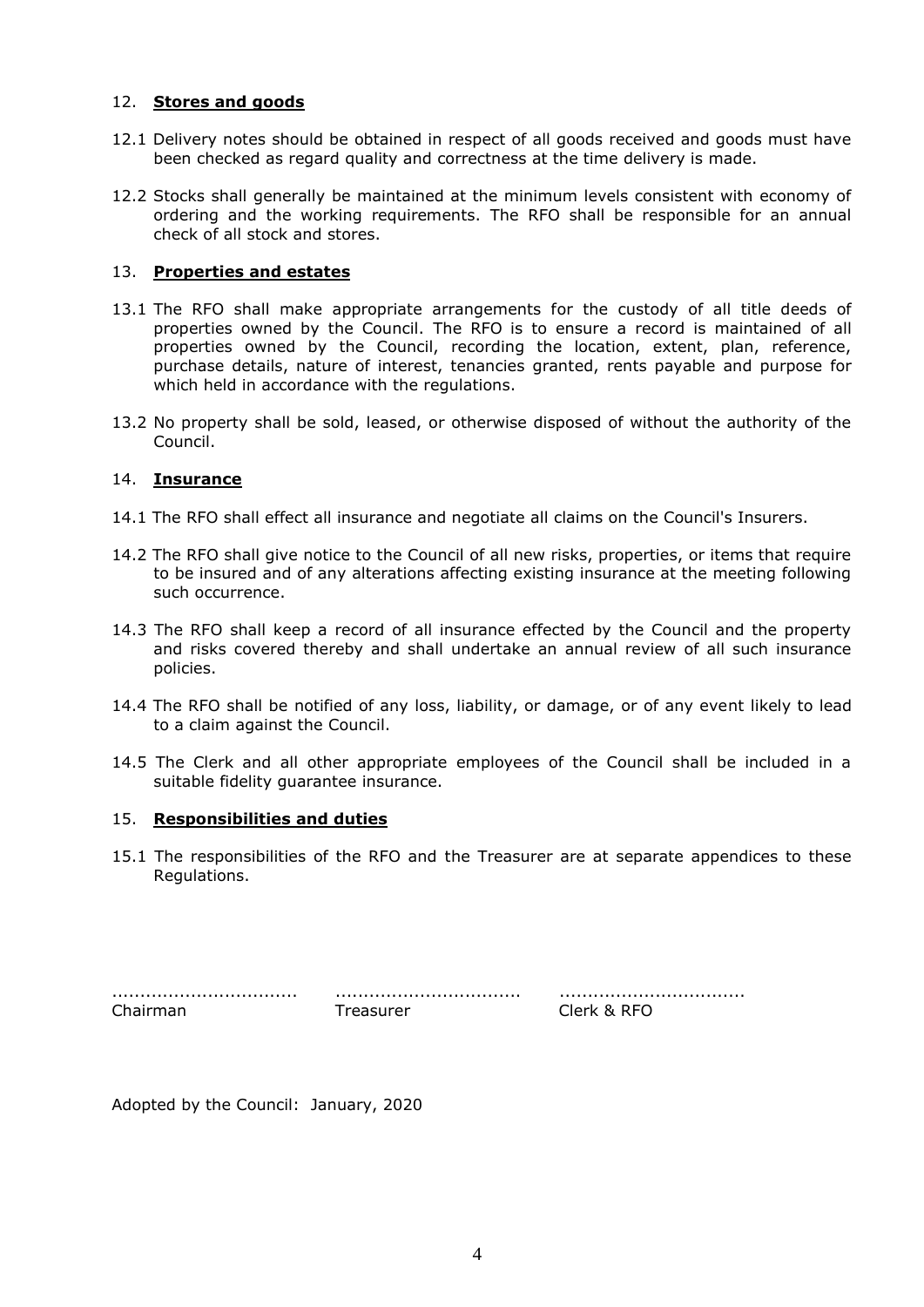## 12. **Stores and goods**

12.1 Delivery notes should be obtained in respect of all goods received and goods must have been checked as regard quality and correctness at the time delivery is made.

12.2 Stocks shall generally be maintained at the minimum levels consistent with economy of ordering and the working requirements. The RFO shall be responsible for an annual check of all stock and stores.

## 13. **Properties and estates**

13.1 The RFO shall make appropriate arrangements for the custody of all title deeds of properties owned by the Council. The RFO is to ensure a record is maintained of all properties owned by the Council, recording the location, extent, plan, reference, purchase details, nature of interest, tenancies granted, rents payable and purpose for which held in accordance with the regulations.

13.2 No property shall be sold, leased, or otherwise disposed of without the authority of the Council.

## 14. **Insurance**

14.1 The RFO shall effect all insurance and negotiate all claims on the Council's Insurers.

14.2 The RFO shall give notice to the Council of all new risks, properties, or items that require to be insured and of any alterations affecting existing insurance at the meeting following such occurrence.

14.3 The RFO shall keep a record of all insurance effected by the Council and the property and risks covered thereby and shall undertake an annual review of all such insurance policies.

14.4 The RFO shall be notified of any loss, liability, or damage, or of any event likely to lead to a claim against the Council.

14.5 The Clerk and all other appropriate employees of the Council shall be included in a suitable fidelity guarantee insurance.

## 15. **Responsibilities and duties**

15.1 The responsibilities of the RFO and the Treasurer are at separate appendices to these Regulations.

| ................................ | ................................ | ................................ |
|---|---|---|
| Chairman | Treasurer | Clerk & RFO |

Adopted by the Council: January, 2020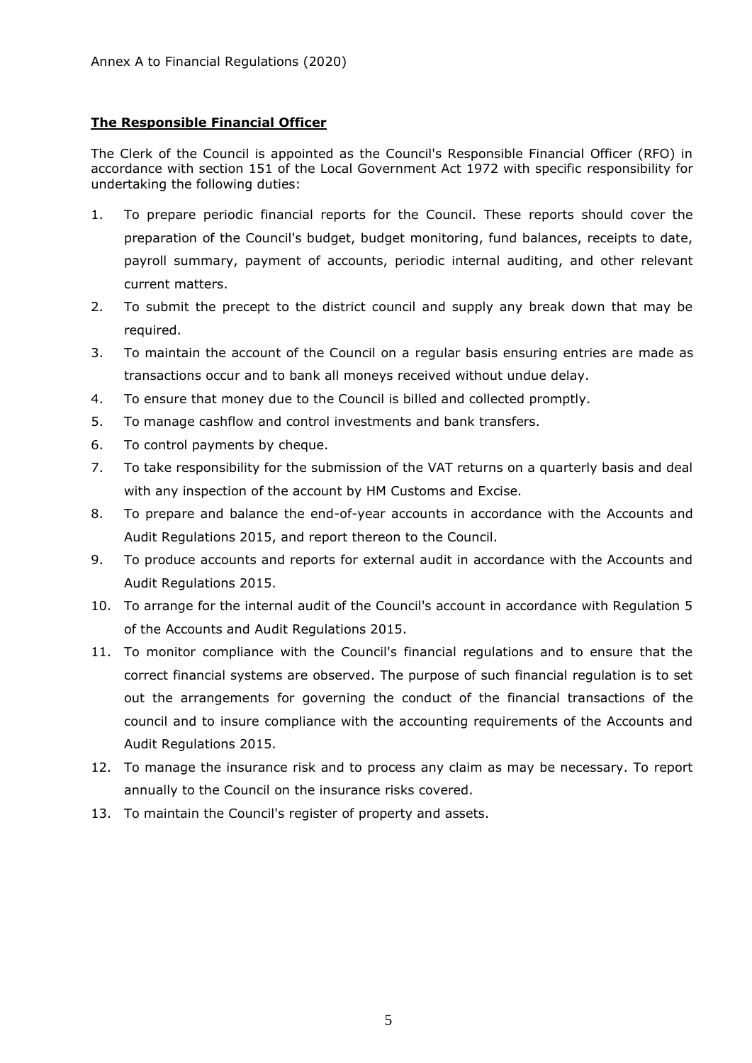Annex A to Financial Regulations (2020)

**The Responsible Financial Officer**

The Clerk of the Council is appointed as the Council's Responsible Financial Officer (RFO) in accordance with section 151 of the Local Government Act 1972 with specific responsibility for undertaking the following duties:

1. To prepare periodic financial reports for the Council. These reports should cover the preparation of the Council's budget, budget monitoring, fund balances, receipts to date, payroll summary, payment of accounts, periodic internal auditing, and other relevant current matters.
2. To submit the precept to the district council and supply any break down that may be required.
3. To maintain the account of the Council on a regular basis ensuring entries are made as transactions occur and to bank all moneys received without undue delay.
4. To ensure that money due to the Council is billed and collected promptly.
5. To manage cashflow and control investments and bank transfers.
6. To control payments by cheque.
7. To take responsibility for the submission of the VAT returns on a quarterly basis and deal with any inspection of the account by HM Customs and Excise.
8. To prepare and balance the end-of-year accounts in accordance with the Accounts and Audit Regulations 2015, and report thereon to the Council.
9. To produce accounts and reports for external audit in accordance with the Accounts and Audit Regulations 2015.
10. To arrange for the internal audit of the Council's account in accordance with Regulation 5 of the Accounts and Audit Regulations 2015.
11. To monitor compliance with the Council's financial regulations and to ensure that the correct financial systems are observed. The purpose of such financial regulation is to set out the arrangements for governing the conduct of the financial transactions of the council and to insure compliance with the accounting requirements of the Accounts and Audit Regulations 2015.
12. To manage the insurance risk and to process any claim as may be necessary. To report annually to the Council on the insurance risks covered.
13. To maintain the Council's register of property and assets.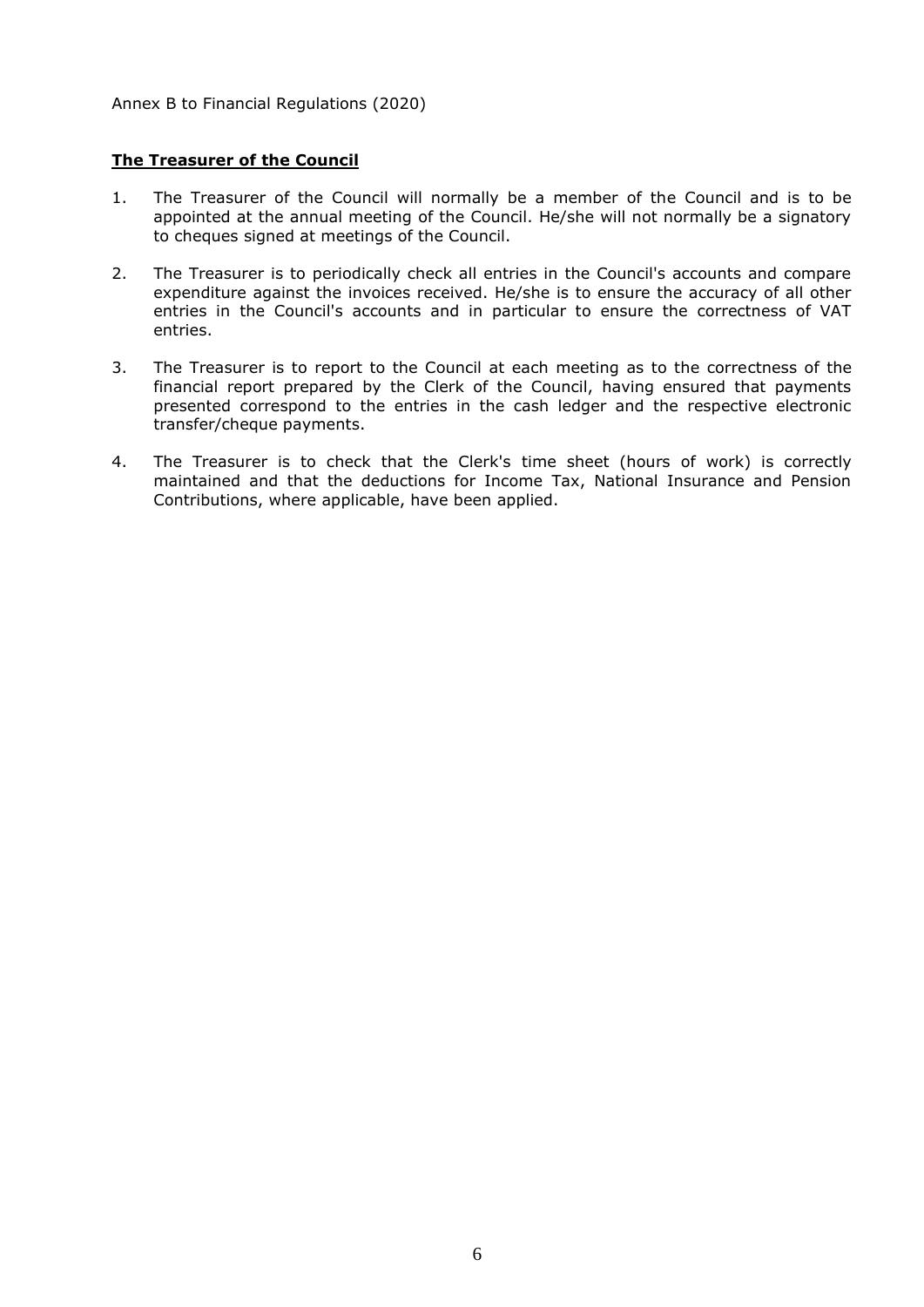Annex B to Financial Regulations (2020)

## **The Treasurer of the Council**

1. The Treasurer of the Council will normally be a member of the Council and is to be appointed at the annual meeting of the Council. He/she will not normally be a signatory to cheques signed at meetings of the Council.

2. The Treasurer is to periodically check all entries in the Council's accounts and compare expenditure against the invoices received. He/she is to ensure the accuracy of all other entries in the Council's accounts and in particular to ensure the correctness of VAT entries.

3. The Treasurer is to report to the Council at each meeting as to the correctness of the financial report prepared by the Clerk of the Council, having ensured that payments presented correspond to the entries in the cash ledger and the respective electronic transfer/cheque payments.

4. The Treasurer is to check that the Clerk's time sheet (hours of work) is correctly maintained and that the deductions for Income Tax, National Insurance and Pension Contributions, where applicable, have been applied.